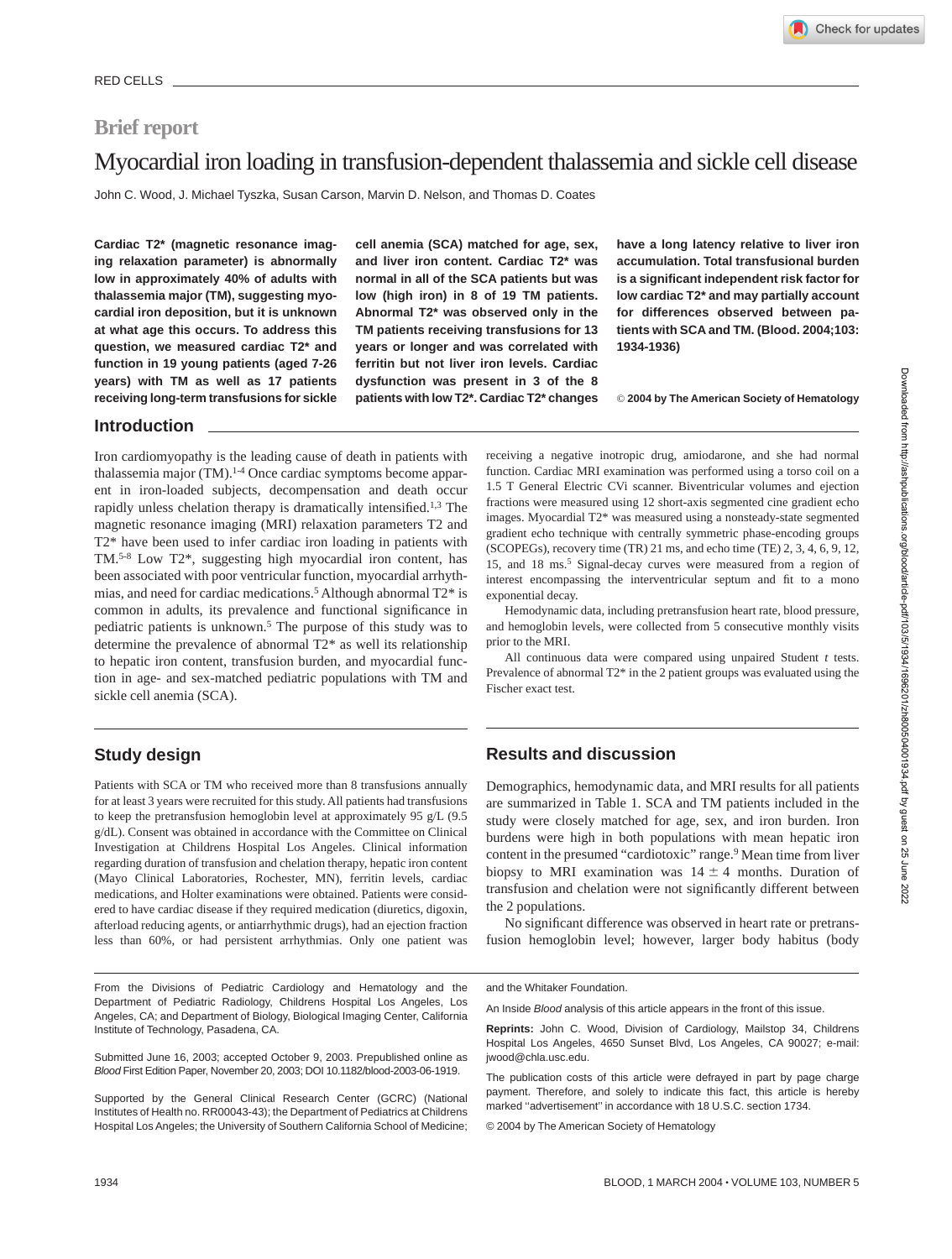RED CELLS

## Brief report

# Myocardial iron loading in transfusion-dependent thalassemia and sickle cell disease

John C. Wood, J. Michael Tyszka, Susan Carson, Marvin D. Nelson, and Thomas D. Coates

**Cardiac T2* (magnetic resonance imaging relaxation parameter) is abnormally low in approximately 40% of adults with thalassemia major (TM), suggesting myocardial iron deposition, but it is unknown at what age this occurs. To address this question, we measured cardiac T2* and function in 19 young patients (aged 7-26 years) with TM as well as 17 patients receiving long-term transfusions for sickle cell anemia (SCA) matched for age, sex, and liver iron content. Cardiac T2* was normal in all of the SCA patients but was low (high iron) in 8 of 19 TM patients. Abnormal T2* was observed only in the TM patients receiving transfusions for 13 years or longer and was correlated with ferritin but not liver iron levels. Cardiac dysfunction was present in 3 of the 8 patients with low T2*. Cardiac T2* changes have a long latency relative to liver iron accumulation. Total transfusional burden is a significant independent risk factor for low cardiac T2* and may partially account for differences observed between patients with SCA and TM. (Blood. 2004;103:1934-1936)**

© **2004 by The American Society of Hematology**

## Introduction

Iron cardiomyopathy is the leading cause of death in patients with thalassemia major (TM).[1-4] Once cardiac symptoms become apparent in iron-loaded subjects, decompensation and death occur rapidly unless chelation therapy is dramatically intensified.[1,3] The magnetic resonance imaging (MRI) relaxation parameters T2 and T2* have been used to infer cardiac iron loading in patients with TM.[5-8] Low T2*, suggesting high myocardial iron content, has been associated with poor ventricular function, myocardial arrhythmias, and need for cardiac medications.[5] Although abnormal T2* is common in adults, its prevalence and functional significance in pediatric patients is unknown.[5] The purpose of this study was to determine the prevalence of abnormal T2* as well its relationship to hepatic iron content, transfusion burden, and myocardial function in age- and sex-matched pediatric populations with TM and sickle cell anemia (SCA).

## Study design

Patients with SCA or TM who received more than 8 transfusions annually for at least 3 years were recruited for this study. All patients had transfusions to keep the pretransfusion hemoglobin level at approximately 95 g/L (9.5 g/dL). Consent was obtained in accordance with the Committee on Clinical Investigation at Childrens Hospital Los Angeles. Clinical information regarding duration of transfusion and chelation therapy, hepatic iron content (Mayo Clinical Laboratories, Rochester, MN), ferritin levels, cardiac medications, and Holter examinations were obtained. Patients were considered to have cardiac disease if they required medication (diuretics, digoxin, afterload reducing agents, or antiarrhythmic drugs), had an ejection fraction less than 60%, or had persistent arrhythmias. Only one patient was receiving a negative inotropic drug, amiodarone, and she had normal function. Cardiac MRI examination was performed using a torso coil on a 1.5 T General Electric CVi scanner. Biventricular volumes and ejection fractions were measured using 12 short-axis segmented cine gradient echo images. Myocardial T2* was measured using a nonsteady-state segmented gradient echo technique with centrally symmetric phase-encoding groups (SCOPEGs), recovery time (TR) 21 ms, and echo time (TE) 2, 3, 4, 6, 9, 12, 15, and 18 ms.[5] Signal-decay curves were measured from a region of interest encompassing the interventricular septum and fit to a mono exponential decay.

Hemodynamic data, including pretransfusion heart rate, blood pressure, and hemoglobin levels, were collected from 5 consecutive monthly visits prior to the MRI.

All continuous data were compared using unpaired Student *t* tests. Prevalence of abnormal T2* in the 2 patient groups was evaluated using the Fischer exact test.

## Results and discussion

Demographics, hemodynamic data, and MRI results for all patients are summarized in Table 1. SCA and TM patients included in the study were closely matched for age, sex, and iron burden. Iron burdens were high in both populations with mean hepatic iron content in the presumed "cardiotoxic" range.[9] Mean time from liver biopsy to MRI examination was 14 ± 4 months. Duration of transfusion and chelation were not significantly different between the 2 populations.

No significant difference was observed in heart rate or pretransfusion hemoglobin level; however, larger body habitus (body

---

From the Divisions of Pediatric Cardiology and Hematology and the Department of Pediatric Radiology, Childrens Hospital Los Angeles, Los Angeles, CA; and Department of Biology, Biological Imaging Center, California Institute of Technology, Pasadena, CA.

Submitted June 16, 2003; accepted October 9, 2003. Prepublished online as *Blood* First Edition Paper, November 20, 2003; DOI 10.1182/blood-2003-06-1919.

Supported by the General Clinical Research Center (GCRC) (National Institutes of Health no. RR00043-43); the Department of Pediatrics at Childrens Hospital Los Angeles; the University of Southern California School of Medicine; and the Whitaker Foundation.

An Inside *Blood* analysis of this article appears in the front of this issue.

**Reprints:** John C. Wood, Division of Cardiology, Mailstop 34, Childrens Hospital Los Angeles, 4650 Sunset Blvd, Los Angeles, CA 90027; e-mail: jwood@chla.usc.edu.

The publication costs of this article were defrayed in part by page charge payment. Therefore, and solely to indicate this fact, this article is hereby marked "advertisement" in accordance with 18 U.S.C. section 1734.

© 2004 by The American Society of Hematology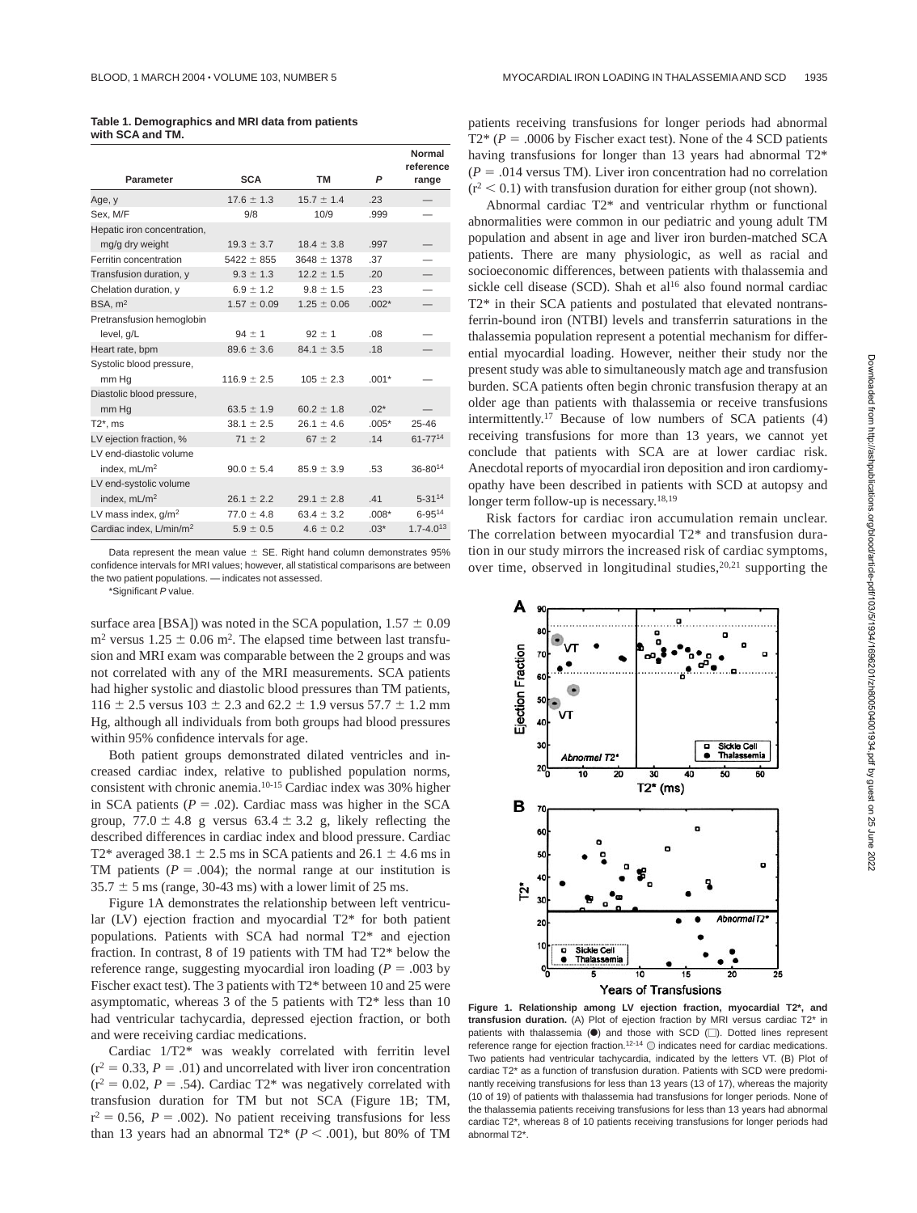**Table 1. Demographics and MRI data from patients with SCA and TM.**

| Parameter | SCA | TM | P | Normal reference range |
|---|---|---|---|---|
| Age, y | 17.6 ± 1.3 | 15.7 ± 1.4 | .23 | — |
| Sex, M/F | 9/8 | 10/9 | .999 | — |
| Hepatic iron concentration, mg/g dry weight | 19.3 ± 3.7 | 18.4 ± 3.8 | .997 | — |
| Ferritin concentration | 5422 ± 855 | 3648 ± 1378 | .37 | — |
| Transfusion duration, y | 9.3 ± 1.3 | 12.2 ± 1.5 | .20 | — |
| Chelation duration, y | 6.9 ± 1.2 | 9.8 ± 1.5 | .23 | — |
| BSA, $m^2$ | 1.57 ± 0.09 | 1.25 ± 0.06 | .002* | — |
| Pretransfusion hemoglobin level, g/L | 94 ± 1 | 92 ± 1 | .08 | — |
| Heart rate, bpm | 89.6 ± 3.6 | 84.1 ± 3.5 | .18 | — |
| Systolic blood pressure, mm Hg | 116.9 ± 2.5 | 105 ± 2.3 | .001* | — |
| Diastolic blood pressure, mm Hg | 63.5 ± 1.9 | 60.2 ± 1.8 | .02* | — |
| T2*, ms | 38.1 ± 2.5 | 26.1 ± 4.6 | .005* | 25-46 |
| LV ejection fraction, % | 71 ± 2 | 67 ± 2 | .14 | 61-77[14] |
| LV end-diastolic volume index, $mL/m^2$ | 90.0 ± 5.4 | 85.9 ± 3.9 | .53 | 36-80[14] |
| LV end-systolic volume index, $mL/m^2$ | 26.1 ± 2.2 | 29.1 ± 2.8 | .41 | 5-31[14] |
| LV mass index, $g/m^2$ | 77.0 ± 4.8 | 63.4 ± 3.2 | .008* | 6-95[14] |
| Cardiac index, $L/min/m^2$ | 5.9 ± 0.5 | 4.6 ± 0.2 | .03* | 1.7-4.0[13] |

Data represent the mean value ± SE. Right hand column demonstrates 95% confidence intervals for MRI values; however, all statistical comparisons are between the two patient populations. — indicates not assessed.

*Significant P value.

surface area [BSA]) was noted in the SCA population, 1.57 ± 0.09 $m^2$ versus 1.25 ± 0.06 $m^2$. The elapsed time between last transfusion and MRI exam was comparable between the 2 groups and was not correlated with any of the MRI measurements. SCA patients had higher systolic and diastolic blood pressures than TM patients, 116 ± 2.5 versus 103 ± 2.3 and 62.2 ± 1.9 versus 57.7 ± 1.2 mm Hg, although all individuals from both groups had blood pressures within 95% confidence intervals for age.

Both patient groups demonstrated dilated ventricles and increased cardiac index, relative to published population norms, consistent with chronic anemia.[10-15] Cardiac index was 30% higher in SCA patients ($P = .02$). Cardiac mass was higher in the SCA group, 77.0 ± 4.8 g versus 63.4 ± 3.2 g, likely reflecting the described differences in cardiac index and blood pressure. Cardiac T2* averaged 38.1 ± 2.5 ms in SCA patients and 26.1 ± 4.6 ms in TM patients ($P = .004$); the normal range at our institution is 35.7 ± 5 ms (range, 30-43 ms) with a lower limit of 25 ms.

Figure 1A demonstrates the relationship between left ventricular (LV) ejection fraction and myocardial T2* for both patient populations. Patients with SCA had normal T2* and ejection fraction. In contrast, 8 of 19 patients with TM had T2* below the reference range, suggesting myocardial iron loading ($P = .003$ by Fischer exact test). The 3 patients with T2* between 10 and 25 were asymptomatic, whereas 3 of the 5 patients with T2* less than 10 had ventricular tachycardia, depressed ejection fraction, or both and were receiving cardiac medications.

Cardiac 1/T2* was weakly correlated with ferritin level ($r^2 = 0.33$, $P = .01$) and uncorrelated with liver iron concentration ($r^2 = 0.02$, $P = .54$). Cardiac T2* was negatively correlated with transfusion duration for TM but not SCA (Figure 1B; TM, $r^2 = 0.56$, $P = .002$). No patient receiving transfusions for less than 13 years had an abnormal T2* ($P < .001$), but 80% of TM patients receiving transfusions for longer periods had abnormal T2* ($P = .0006$ by Fischer exact test). None of the 4 SCD patients having transfusions for longer than 13 years had abnormal T2* ($P = .014$ versus TM). Liver iron concentration had no correlation ($r^2 < 0.1$) with transfusion duration for either group (not shown).

Abnormal cardiac T2* and ventricular rhythm or functional abnormalities were common in our pediatric and young adult TM population and absent in age and liver iron burden-matched SCA patients. There are many physiologic, as well as racial and socioeconomic differences, between patients with thalassemia and sickle cell disease (SCD). Shah et al[16] also found normal cardiac T2* in their SCA patients and postulated that elevated nontransferrin-bound iron (NTBI) levels and transferrin saturations in the thalassemia population represent a potential mechanism for differential myocardial loading. However, neither their study nor the present study was able to simultaneously match age and transfusion burden. SCA patients often begin chronic transfusion therapy at an older age than patients with thalassemia or receive transfusions intermittently.[17] Because of low numbers of SCA patients (4) receiving transfusions for more than 13 years, we cannot yet conclude that patients with SCA are at lower cardiac risk. Anecdotal reports of myocardial iron deposition and iron cardiomyopathy have been described in patients with SCD at autopsy and longer term follow-up is necessary.[18,19]

Risk factors for cardiac iron accumulation remain unclear. The correlation between myocardial T2* and transfusion duration in our study mirrors the increased risk of cardiac symptoms, over time, observed in longitudinal studies,[20,21] supporting the

**Figure 1. Relationship among LV ejection fraction, myocardial T2*, and transfusion duration.** (A) Plot of ejection fraction by MRI versus cardiac T2* in patients with thalassemia (●) and those with SCD (□). Dotted lines represent reference range for ejection fraction.[12-14] ◯ indicates need for cardiac medications. Two patients had ventricular tachycardia, indicated by the letters VT. (B) Plot of cardiac T2* as a function of transfusion duration. Patients with SCD were predominantly receiving transfusions for less than 13 years (13 of 17), whereas the majority (10 of 19) of patients with thalassemia had transfusions for longer periods. None of the thalassemia patients receiving transfusions for less than 13 years had abnormal cardiac T2*, whereas 8 of 10 patients receiving transfusions for longer periods had abnormal T2*.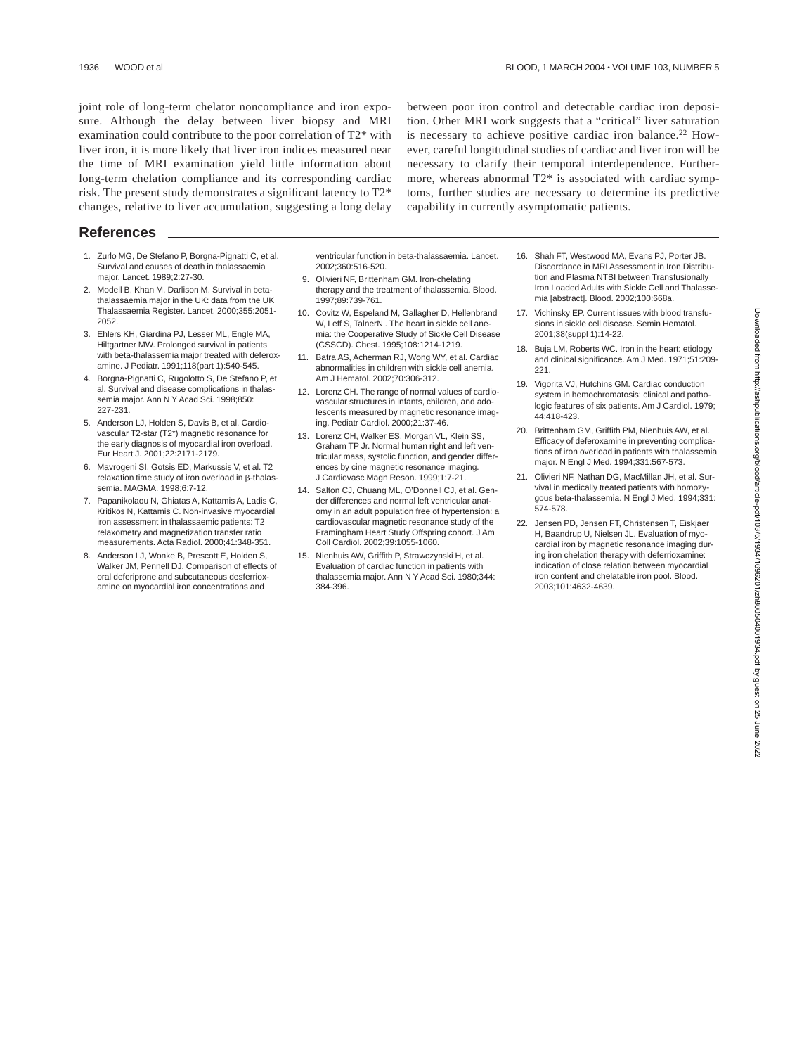joint role of long-term chelator noncompliance and iron exposure. Although the delay between liver biopsy and MRI examination could contribute to the poor correlation of T2* with liver iron, it is more likely that liver iron indices measured near the time of MRI examination yield little information about long-term chelation compliance and its corresponding cardiac risk. The present study demonstrates a significant latency to T2* changes, relative to liver accumulation, suggesting a long delay between poor iron control and detectable cardiac iron deposition. Other MRI work suggests that a "critical" liver saturation is necessary to achieve positive cardiac iron balance.[22] However, careful longitudinal studies of cardiac and liver iron will be necessary to clarify their temporal interdependence. Furthermore, whereas abnormal T2* is associated with cardiac symptoms, further studies are necessary to determine its predictive capability in currently asymptomatic patients.

## References

1. Zurlo MG, De Stefano P, Borgna-Pignatti C, et al. Survival and causes of death in thalassaemia major. Lancet. 1989;2:27-30.
2. Modell B, Khan M, Darlison M. Survival in beta-thalassaemia major in the UK: data from the UK Thalassaemia Register. Lancet. 2000;355:2051-2052.
3. Ehlers KH, Giardina PJ, Lesser ML, Engle MA, Hiltgartner MW. Prolonged survival in patients with beta-thalassemia major treated with deferoxamine. J Pediatr. 1991;118(part 1):540-545.
4. Borgna-Pignatti C, Rugolotto S, De Stefano P, et al. Survival and disease complications in thalassemia major. Ann N Y Acad Sci. 1998;850:227-231.
5. Anderson LJ, Holden S, Davis B, et al. Cardiovascular T2-star (T2*) magnetic resonance for the early diagnosis of myocardial iron overload. Eur Heart J. 2001;22:2171-2179.
6. Mavrogeni SI, Gotsis ED, Markussis V, et al. T2 relaxation time study of iron overload in β-thalassemia. MAGMA. 1998;6:7-12.
7. Papanikolaou N, Ghiatas A, Kattamis A, Ladis C, Kritikos N, Kattamis C. Non-invasive myocardial iron assessment in thalassaemic patients: T2 relaxometry and magnetization transfer ratio measurements. Acta Radiol. 2000;41:348-351.
8. Anderson LJ, Wonke B, Prescott E, Holden S, Walker JM, Pennell DJ. Comparison of effects of oral deferiprone and subcutaneous desferrioxamine on myocardial iron concentrations and ventricular function in beta-thalassaemia. Lancet. 2002;360:516-520.
9. Olivieri NF, Brittenham GM. Iron-chelating therapy and the treatment of thalassemia. Blood. 1997;89:739-761.
10. Covitz W, Espeland M, Gallagher D, Hellenbrand W, Leff S, TalnerN . The heart in sickle cell anemia: the Cooperative Study of Sickle Cell Disease (CSSCD). Chest. 1995;108:1214-1219.
11. Batra AS, Acherman RJ, Wong WY, et al. Cardiac abnormalities in children with sickle cell anemia. Am J Hematol. 2002;70:306-312.
12. Lorenz CH. The range of normal values of cardiovascular structures in infants, children, and adolescents measured by magnetic resonance imaging. Pediatr Cardiol. 2000;21:37-46.
13. Lorenz CH, Walker ES, Morgan VL, Klein SS, Graham TP Jr. Normal human right and left ventricular mass, systolic function, and gender differences by cine magnetic resonance imaging. J Cardiovasc Magn Reson. 1999;1:7-21.
14. Salton CJ, Chuang ML, O'Donnell CJ, et al. Gender differences and normal left ventricular anatomy in an adult population free of hypertension: a cardiovascular magnetic resonance study of the Framingham Heart Study Offspring cohort. J Am Coll Cardiol. 2002;39:1055-1060.
15. Nienhuis AW, Griffith P, Strawczynski H, et al. Evaluation of cardiac function in patients with thalassemia major. Ann N Y Acad Sci. 1980;344:384-396.
16. Shah FT, Westwood MA, Evans PJ, Porter JB. Discordance in MRI Assessment in Iron Distribution and Plasma NTBI between Transfusionally Iron Loaded Adults with Sickle Cell and Thalassemia [abstract]. Blood. 2002;100:668a.
17. Vichinsky EP. Current issues with blood transfusions in sickle cell disease. Semin Hematol. 2001;38(suppl 1):14-22.
18. Buja LM, Roberts WC. Iron in the heart: etiology and clinical significance. Am J Med. 1971;51:209-221.
19. Vigorita VJ, Hutchins GM. Cardiac conduction system in hemochromatosis: clinical and pathologic features of six patients. Am J Cardiol. 1979;44:418-423.
20. Brittenham GM, Griffith PM, Nienhuis AW, et al. Efficacy of deferoxamine in preventing complications of iron overload in patients with thalassemia major. N Engl J Med. 1994;331:567-573.
21. Olivieri NF, Nathan DG, MacMillan JH, et al. Survival in medically treated patients with homozygous beta-thalassemia. N Engl J Med. 1994;331:574-578.
22. Jensen PD, Jensen FT, Christensen T, Eiskjaer H, Baandrup U, Nielsen JL. Evaluation of myocardial iron by magnetic resonance imaging during iron chelation therapy with deferrioxamine: indication of close relation between myocardial iron content and chelatable iron pool. Blood. 2003;101:4632-4639.